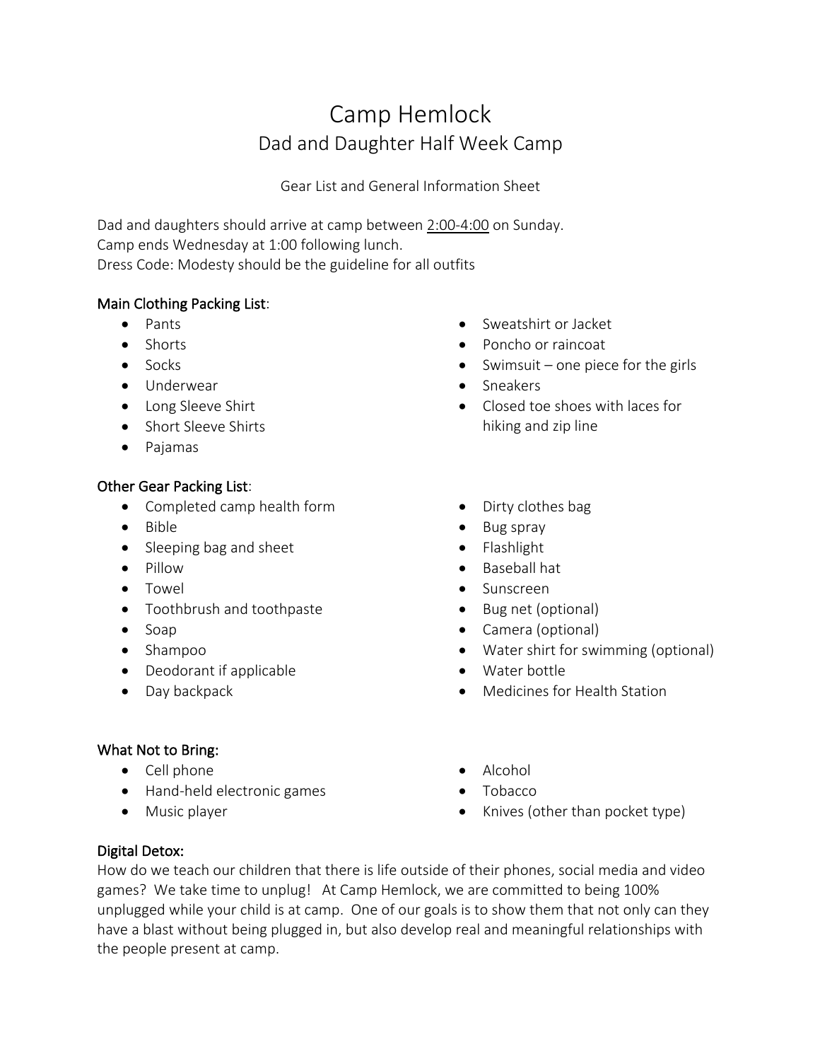# Camp Hemlock

## Dad and Daughter Half Week Camp

Gear List and General Information Sheet

Dad and daughters should arrive at camp between 2:00-4:00 on Sunday.
Camp ends Wednesday at 1:00 following lunch.
Dress Code: Modesty should be the guideline for all outfits

### Main Clothing Packing List:

- Pants
- Shorts
- Socks
- Underwear
- Long Sleeve Shirt
- Short Sleeve Shirts
- Pajamas
- Sweatshirt or Jacket
- Poncho or raincoat
- Swimsuit – one piece for the girls
- Sneakers
- Closed toe shoes with laces for hiking and zip line

### Other Gear Packing List:

- Completed camp health form
- Bible
- Sleeping bag and sheet
- Pillow
- Towel
- Toothbrush and toothpaste
- Soap
- Shampoo
- Deodorant if applicable
- Day backpack
- Dirty clothes bag
- Bug spray
- Flashlight
- Baseball hat
- Sunscreen
- Bug net (optional)
- Camera (optional)
- Water shirt for swimming (optional)
- Water bottle
- Medicines for Health Station

### What Not to Bring:

- Cell phone
- Hand-held electronic games
- Music player
- Alcohol
- Tobacco
- Knives (other than pocket type)

### Digital Detox:

How do we teach our children that there is life outside of their phones, social media and video games? We take time to unplug! At Camp Hemlock, we are committed to being 100% unplugged while your child is at camp. One of our goals is to show them that not only can they have a blast without being plugged in, but also develop real and meaningful relationships with the people present at camp.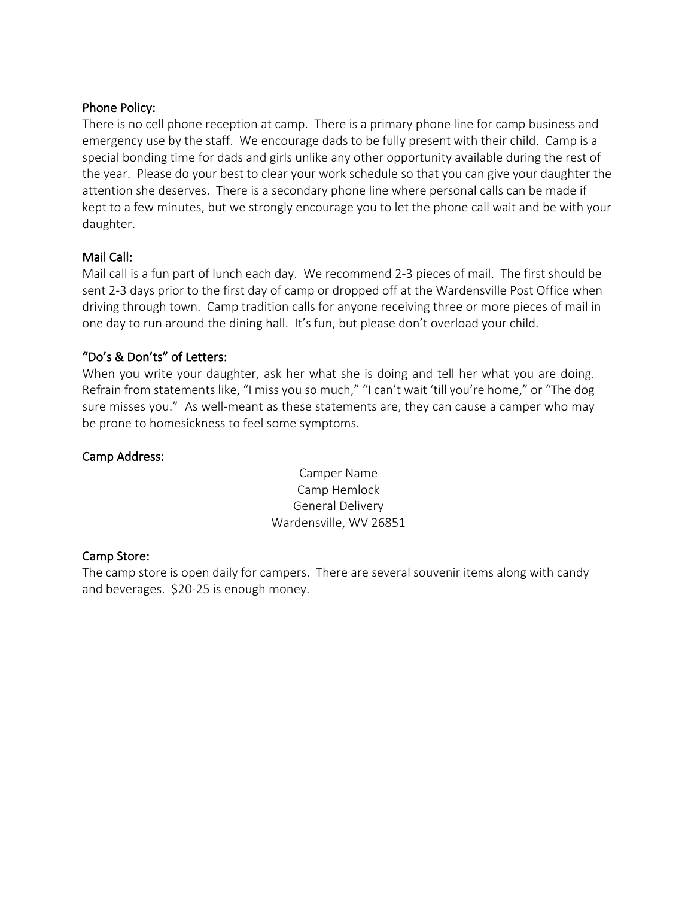## Phone Policy:

There is no cell phone reception at camp. There is a primary phone line for camp business and emergency use by the staff. We encourage dads to be fully present with their child. Camp is a special bonding time for dads and girls unlike any other opportunity available during the rest of the year. Please do your best to clear your work schedule so that you can give your daughter the attention she deserves. There is a secondary phone line where personal calls can be made if kept to a few minutes, but we strongly encourage you to let the phone call wait and be with your daughter.

## Mail Call:

Mail call is a fun part of lunch each day. We recommend 2-3 pieces of mail. The first should be sent 2-3 days prior to the first day of camp or dropped off at the Wardensville Post Office when driving through town. Camp tradition calls for anyone receiving three or more pieces of mail in one day to run around the dining hall. It's fun, but please don't overload your child.

## "Do's & Don'ts" of Letters:

When you write your daughter, ask her what she is doing and tell her what you are doing. Refrain from statements like, "I miss you so much," "I can't wait 'till you're home," or "The dog sure misses you." As well-meant as these statements are, they can cause a camper who may be prone to homesickness to feel some symptoms.

## Camp Address:

Camper Name
Camp Hemlock
General Delivery
Wardensville, WV 26851

## Camp Store:

The camp store is open daily for campers. There are several souvenir items along with candy and beverages. $20-25 is enough money.